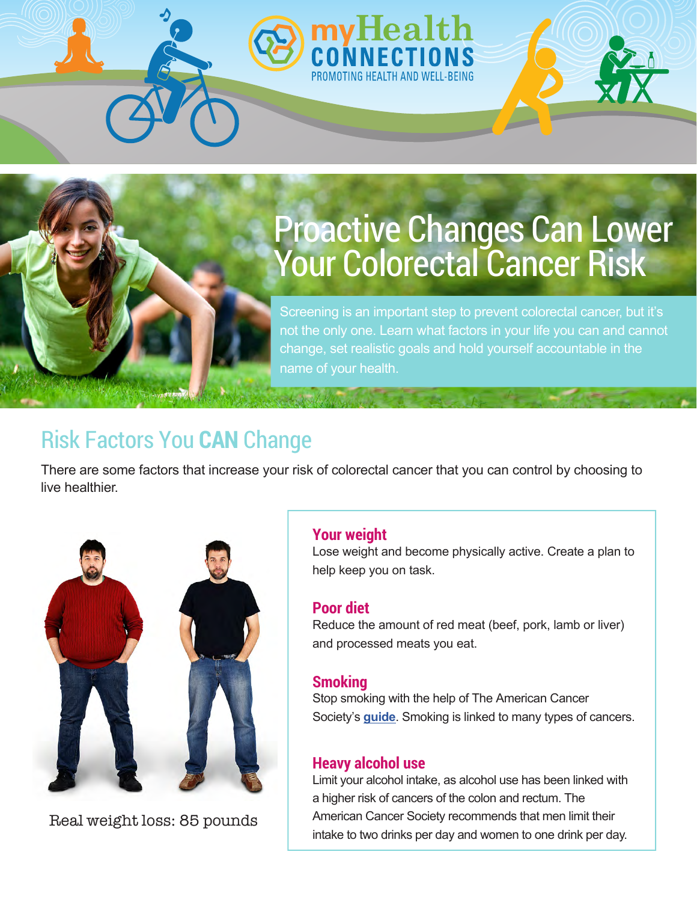myHealth CONNECTIONS

PROMOTING HEALTH AND WELL-BEING

# Proactive Changes Can Lower Your Colorectal Cancer Risk

Screening is an important step to prevent colorectal cancer, but it's not the only one. Learn what factors in your life you can and cannot change, set realistic goals and hold yourself accountable in the name of your health.

## Risk Factors You **CAN** Change

There are some factors that increase your risk of colorectal cancer that you can control by choosing to live healthier.

Real weight loss: 85 pounds

### Your weight

Lose weight and become physically active. Create a plan to help keep you on task.

### Poor diet

Reduce the amount of red meat (beef, pork, lamb or liver) and processed meats you eat.

### Smoking

Stop smoking with the help of The American Cancer Society's **guide**. Smoking is linked to many types of cancers.

### Heavy alcohol use

Limit your alcohol intake, as alcohol use has been linked with a higher risk of cancers of the colon and rectum. The American Cancer Society recommends that men limit their intake to two drinks per day and women to one drink per day.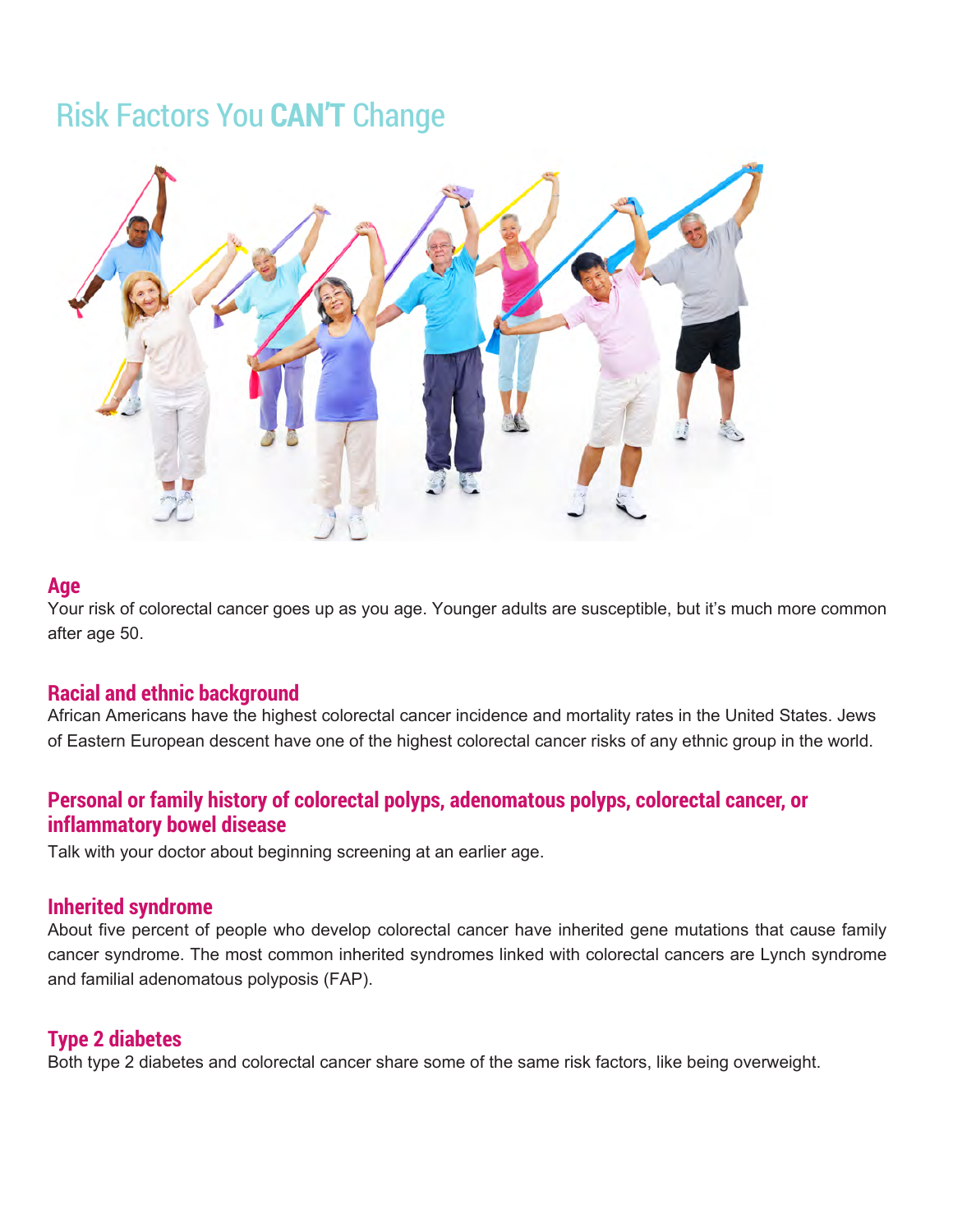# Risk Factors You **CAN'T** Change

## Age

Your risk of colorectal cancer goes up as you age. Younger adults are susceptible, but it's much more common after age 50.

## Racial and ethnic background

African Americans have the highest colorectal cancer incidence and mortality rates in the United States. Jews of Eastern European descent have one of the highest colorectal cancer risks of any ethnic group in the world.

## Personal or family history of colorectal polyps, adenomatous polyps, colorectal cancer, or inflammatory bowel disease

Talk with your doctor about beginning screening at an earlier age.

## Inherited syndrome

About five percent of people who develop colorectal cancer have inherited gene mutations that cause family cancer syndrome. The most common inherited syndromes linked with colorectal cancers are Lynch syndrome and familial adenomatous polyposis (FAP).

## Type 2 diabetes

Both type 2 diabetes and colorectal cancer share some of the same risk factors, like being overweight.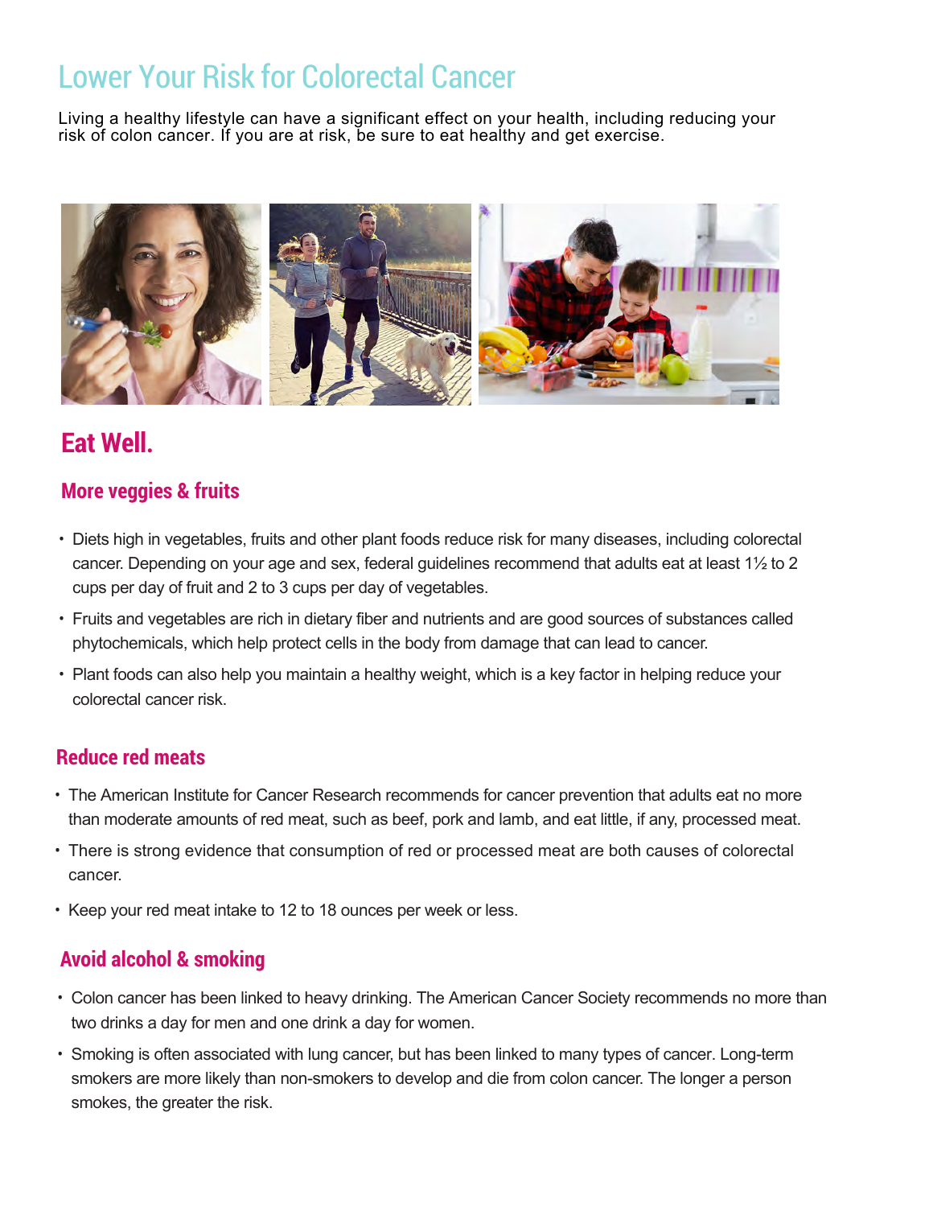# Lower Your Risk for Colorectal Cancer

Living a healthy lifestyle can have a significant effect on your health, including reducing your risk of colon cancer. If you are at risk, be sure to eat healthy and get exercise.

## Eat Well.

### More veggies & fruits

- Diets high in vegetables, fruits and other plant foods reduce risk for many diseases, including colorectal cancer. Depending on your age and sex, federal guidelines recommend that adults eat at least 1½ to 2 cups per day of fruit and 2 to 3 cups per day of vegetables.
- Fruits and vegetables are rich in dietary fiber and nutrients and are good sources of substances called phytochemicals, which help protect cells in the body from damage that can lead to cancer.
- Plant foods can also help you maintain a healthy weight, which is a key factor in helping reduce your colorectal cancer risk.

### Reduce red meats

- The American Institute for Cancer Research recommends for cancer prevention that adults eat no more than moderate amounts of red meat, such as beef, pork and lamb, and eat little, if any, processed meat.
- There is strong evidence that consumption of red or processed meat are both causes of colorectal cancer.
- Keep your red meat intake to 12 to 18 ounces per week or less.

### Avoid alcohol & smoking

- Colon cancer has been linked to heavy drinking. The American Cancer Society recommends no more than two drinks a day for men and one drink a day for women.
- Smoking is often associated with lung cancer, but has been linked to many types of cancer. Long-term smokers are more likely than non-smokers to develop and die from colon cancer. The longer a person smokes, the greater the risk.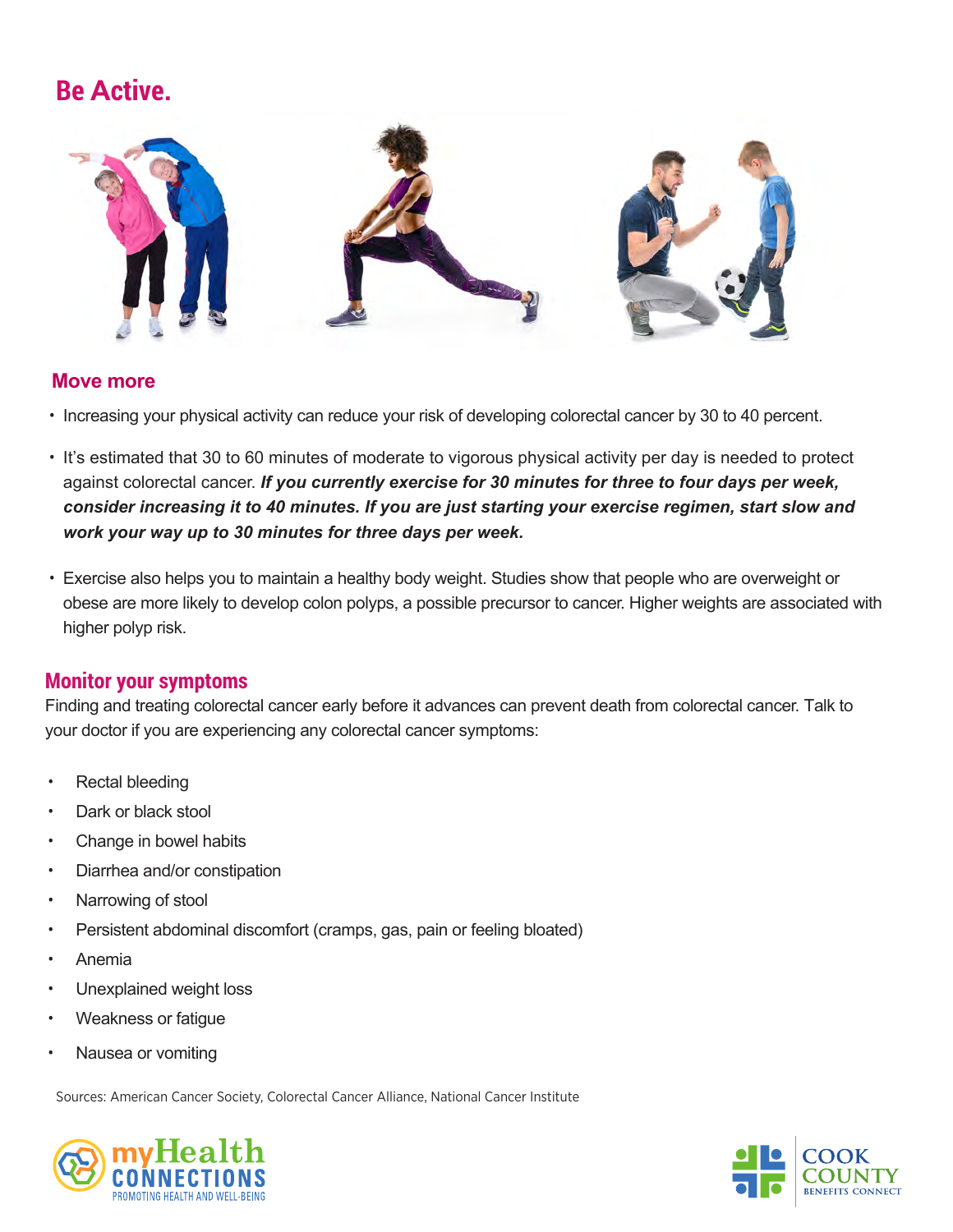# Be Active.

## Move more

- Increasing your physical activity can reduce your risk of developing colorectal cancer by 30 to 40 percent.
- It's estimated that 30 to 60 minutes of moderate to vigorous physical activity per day is needed to protect against colorectal cancer. ***If you currently exercise for 30 minutes for three to four days per week, consider increasing it to 40 minutes. If you are just starting your exercise regimen, start slow and work your way up to 30 minutes for three days per week.***
- Exercise also helps you to maintain a healthy body weight. Studies show that people who are overweight or obese are more likely to develop colon polyps, a possible precursor to cancer. Higher weights are associated with higher polyp risk.

## Monitor your symptoms

Finding and treating colorectal cancer early before it advances can prevent death from colorectal cancer. Talk to your doctor if you are experiencing any colorectal cancer symptoms:

- Rectal bleeding
- Dark or black stool
- Change in bowel habits
- Diarrhea and/or constipation
- Narrowing of stool
- Persistent abdominal discomfort (cramps, gas, pain or feeling bloated)
- Anemia
- Unexplained weight loss
- Weakness or fatigue
- Nausea or vomiting

Sources: American Cancer Society, Colorectal Cancer Alliance, National Cancer Institute

myHealth CONNECTIONS
PROMOTING HEALTH AND WELL-BEING

COOK COUNTY
BENEFITS CONNECT